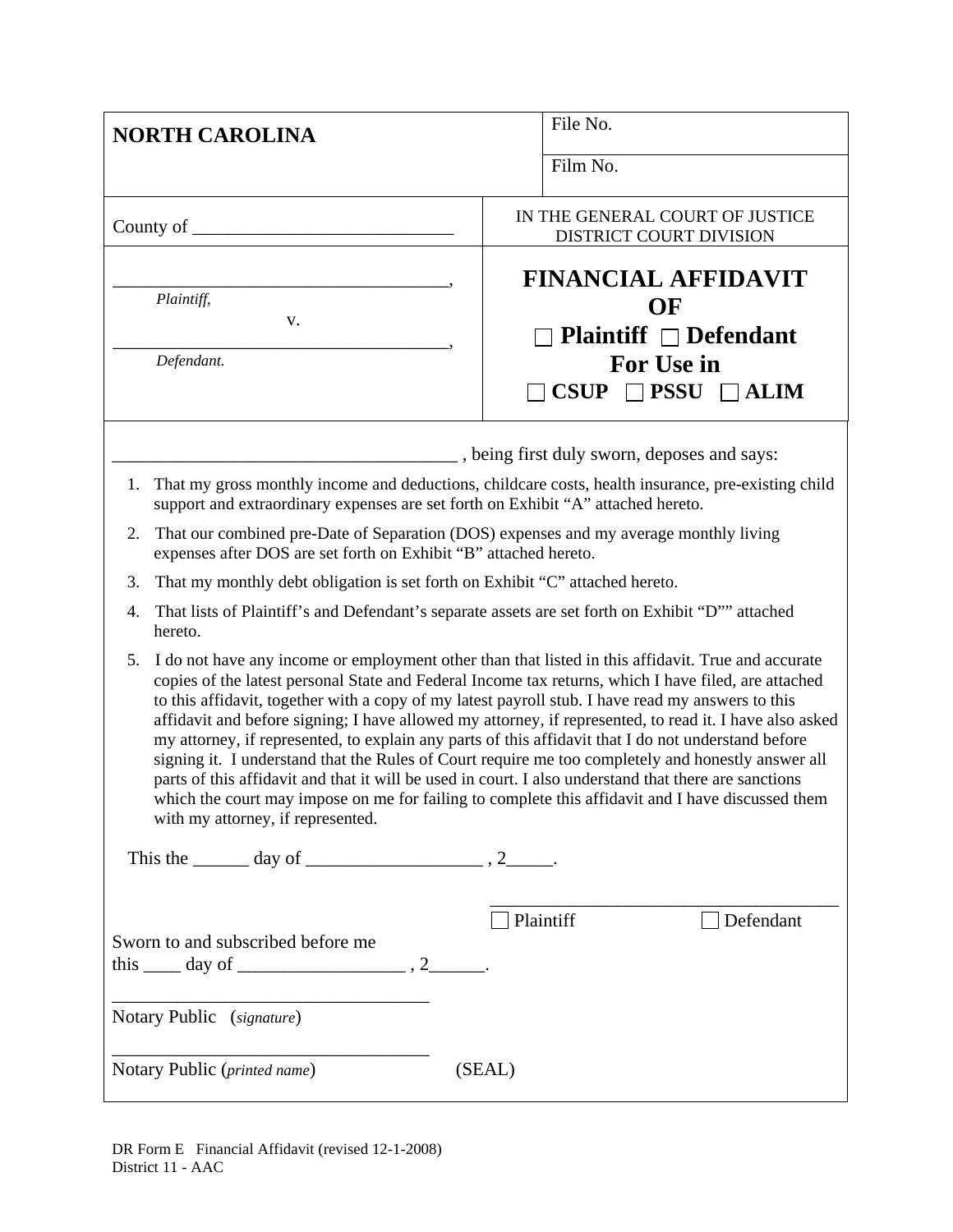| NORTH CAROLINA | File No. |
|---|---|
| | Film No. |
| County of ____________________________ | IN THE GENERAL COURT OF JUSTICE<br>DISTRICT COURT DIVISION |
| ____________________________________,<br>*Plaintiff,*<br>v.<br>____________________________________,<br>*Defendant.* | **FINANCIAL AFFIDAVIT OF**<br>**☐ Plaintiff ☐ Defendant**<br>**For Use in**<br>**☐ CSUP ☐ PSSU ☐ ALIM** |

_____________________________________ , being first duly sworn, deposes and says:

1. That my gross monthly income and deductions, childcare costs, health insurance, pre-existing child support and extraordinary expenses are set forth on Exhibit "A" attached hereto.
2. That our combined pre-Date of Separation (DOS) expenses and my average monthly living expenses after DOS are set forth on Exhibit "B" attached hereto.
3. That my monthly debt obligation is set forth on Exhibit "C" attached hereto.
4. That lists of Plaintiff's and Defendant's separate assets are set forth on Exhibit "D"" attached hereto.
5. I do not have any income or employment other than that listed in this affidavit. True and accurate copies of the latest personal State and Federal Income tax returns, which I have filed, are attached to this affidavit, together with a copy of my latest payroll stub. I have read my answers to this affidavit and before signing; I have allowed my attorney, if represented, to read it. I have also asked my attorney, if represented, to explain any parts of this affidavit that I do not understand before signing it. I understand that the Rules of Court require me too completely and honestly answer all parts of this affidavit and that it will be used in court. I also understand that there are sanctions which the court may impose on me for failing to complete this affidavit and I have discussed them with my attorney, if represented.

This the ______ day of ___________________ , 2_____.

_____________________________________
☐ Plaintiff ☐ Defendant

Sworn to and subscribed before me
this ____ day of __________________ , 2______.

___________________________________
Notary Public (*signature*)

___________________________________
Notary Public (*printed name*) (SEAL)

DR Form E Financial Affidavit (revised 12-1-2008)
District 11 - AAC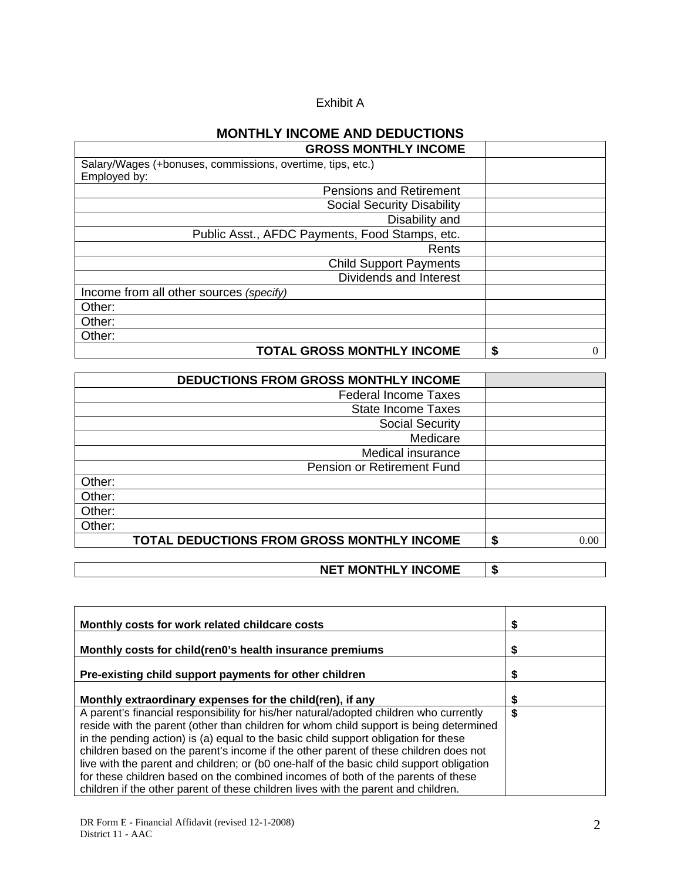Exhibit A

## MONTHLY INCOME AND DEDUCTIONS

| GROSS MONTHLY INCOME | |
|---|---|
| Salary/Wages (+bonuses, commissions, overtime, tips, etc.)<br>Employed by: | |
| Pensions and Retirement | |
| Social Security Disability | |
| Disability and | |
| Public Asst., AFDC Payments, Food Stamps, etc. | |
| Rents | |
| Child Support Payments | |
| Dividends and Interest | |
| Income from all other sources *(specify)* | |
| Other: | |
| Other: | |
| Other: | |
| **TOTAL GROSS MONTHLY INCOME** | **$** 0 |

| DEDUCTIONS FROM GROSS MONTHLY INCOME | |
|---|---|
| Federal Income Taxes | |
| State Income Taxes | |
| Social Security | |
| Medicare | |
| Medical insurance | |
| Pension or Retirement Fund | |
| Other: | |
| Other: | |
| Other: | |
| Other: | |
| **TOTAL DEDUCTIONS FROM GROSS MONTHLY INCOME** | **$** 0.00 |

| NET MONTHLY INCOME | $ |
|---|---|

| | |
|---|---|
| **Monthly costs for work related childcare costs** | **$** |
| **Monthly costs for child(ren0's health insurance premiums** | **$** |
| **Pre-existing child support payments for other children** | **$** |
| **Monthly extraordinary expenses for the child(ren), if any** | **$** |
| A parent's financial responsibility for his/her natural/adopted children who currently reside with the parent (other than children for whom child support is being determined in the pending action) is (a) equal to the basic child support obligation for these children based on the parent's income if the other parent of these children does not live with the parent and children; or (b0 one-half of the basic child support obligation for these children based on the combined incomes of both of the parents of these children if the other parent of these children lives with the parent and children. | **$** |

DR Form E - Financial Affidavit (revised 12-1-2008)
District 11 - AAC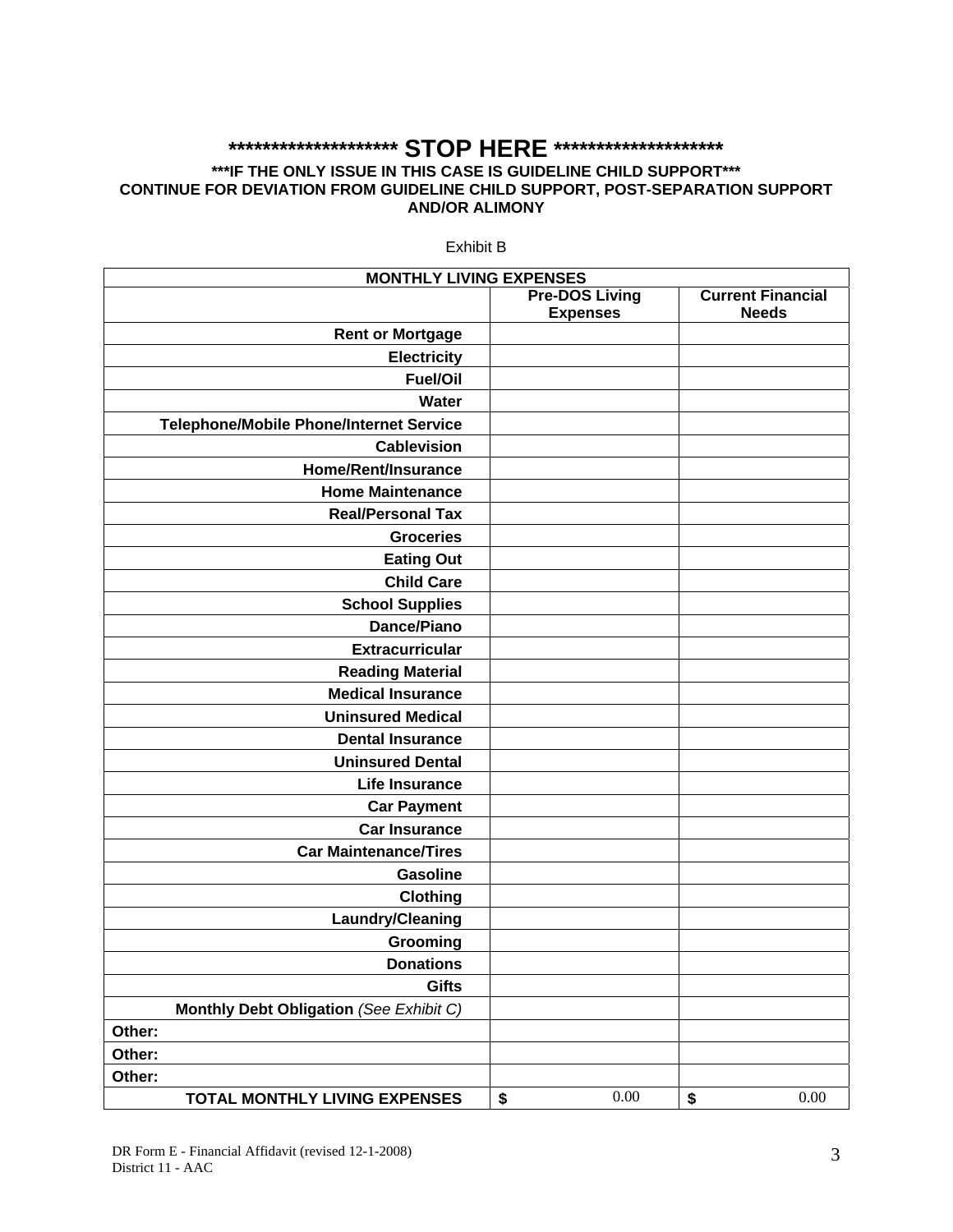**\*\*\*\*\*\*\*\*\*\*\*\*\*\*\*\*\*\*\*\* STOP HERE \*\*\*\*\*\*\*\*\*\*\*\*\*\*\*\*\*\*\*\***

**\*\*\*IF THE ONLY ISSUE IN THIS CASE IS GUIDELINE CHILD SUPPORT\*\*\***
**CONTINUE FOR DEVIATION FROM GUIDELINE CHILD SUPPORT, POST-SEPARATION SUPPORT AND/OR ALIMONY**

Exhibit B

| MONTHLY LIVING EXPENSES | | |
|---|---|---|
| | **Pre-DOS Living Expenses** | **Current Financial Needs** |
| **Rent or Mortgage** | | |
| **Electricity** | | |
| **Fuel/Oil** | | |
| **Water** | | |
| **Telephone/Mobile Phone/Internet Service** | | |
| **Cablevision** | | |
| **Home/Rent/Insurance** | | |
| **Home Maintenance** | | |
| **Real/Personal Tax** | | |
| **Groceries** | | |
| **Eating Out** | | |
| **Child Care** | | |
| **School Supplies** | | |
| **Dance/Piano** | | |
| **Extracurricular** | | |
| **Reading Material** | | |
| **Medical Insurance** | | |
| **Uninsured Medical** | | |
| **Dental Insurance** | | |
| **Uninsured Dental** | | |
| **Life Insurance** | | |
| **Car Payment** | | |
| **Car Insurance** | | |
| **Car Maintenance/Tires** | | |
| **Gasoline** | | |
| **Clothing** | | |
| **Laundry/Cleaning** | | |
| **Grooming** | | |
| **Donations** | | |
| **Gifts** | | |
| **Monthly Debt Obligation** *(See Exhibit C)* | | |
| **Other:** | | |
| **Other:** | | |
| **Other:** | | |
| **TOTAL MONTHLY LIVING EXPENSES** | **$** 0.00 | **$** 0.00 |

DR Form E - Financial Affidavit (revised 12-1-2008)
District 11 - AAC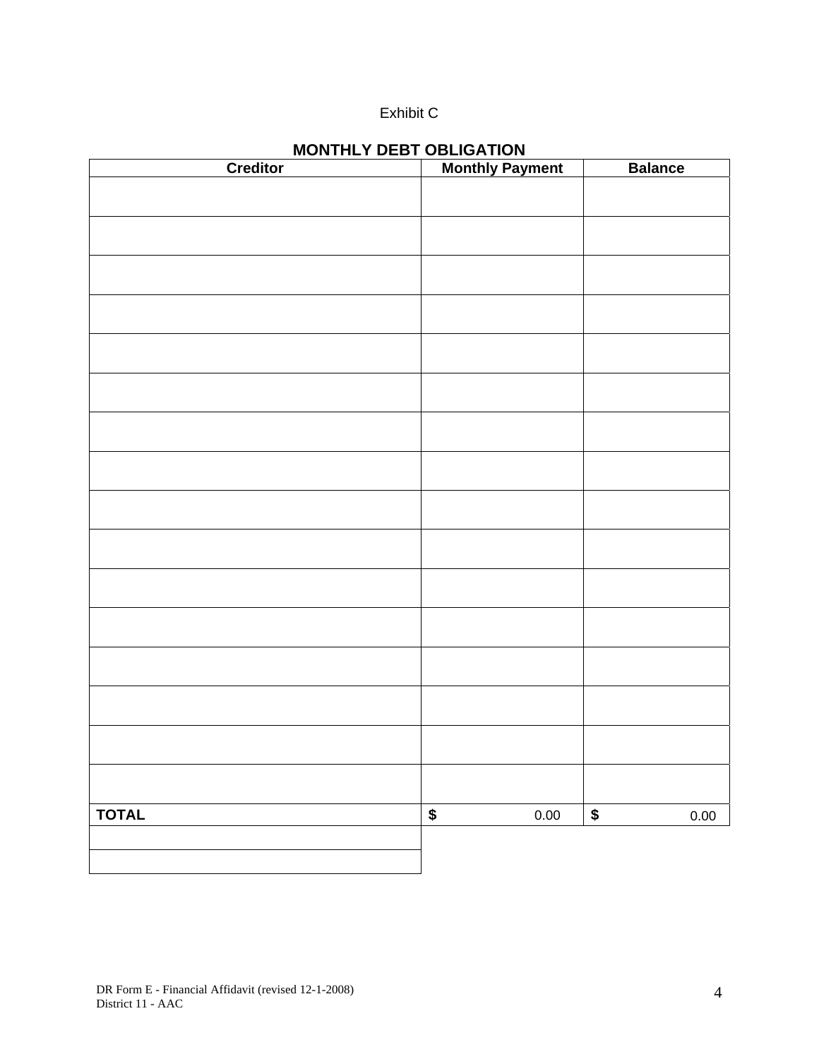Exhibit C

## MONTHLY DEBT OBLIGATION

| Creditor | Monthly Payment | Balance |
| --- | --- | --- |
| | | |
| | | |
| | | |
| | | |
| | | |
| | | |
| | | |
| | | |
| | | |
| | | |
| | | |
| | | |
| | | |
| | | |
| | | |
| | | |
| **TOTAL** | **$** 0.00 | **$** 0.00 |
| | | |
| | | |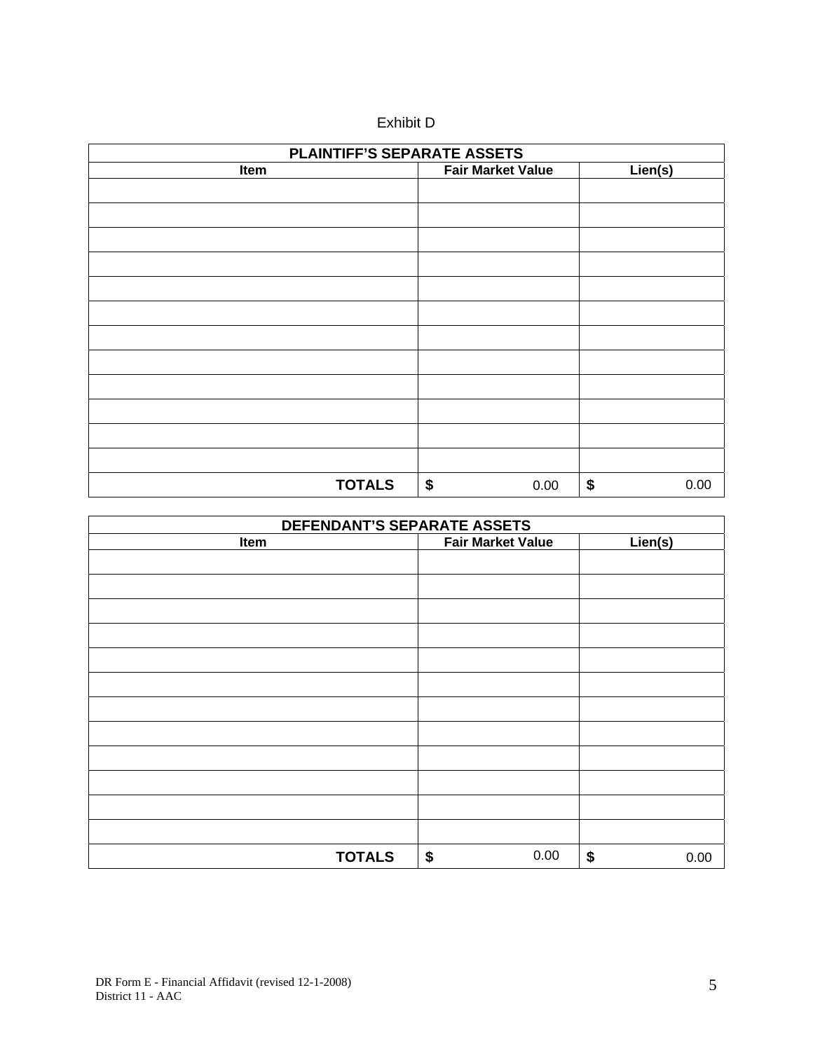Exhibit D

| PLAINTIFF'S SEPARATE ASSETS | | |
|---|---|---|
| **Item** | **Fair Market Value** | **Lien(s)** |
| | | |
| | | |
| | | |
| | | |
| | | |
| | | |
| | | |
| | | |
| | | |
| | | |
| | | |
| | | |
| **TOTALS** | **$** 0.00 | **$** 0.00 |

| DEFENDANT'S SEPARATE ASSETS | | |
|---|---|---|
| **Item** | **Fair Market Value** | **Lien(s)** |
| | | |
| | | |
| | | |
| | | |
| | | |
| | | |
| | | |
| | | |
| | | |
| | | |
| | | |
| | | |
| **TOTALS** | **$** 0.00 | **$** 0.00 |

DR Form E - Financial Affidavit (revised 12-1-2008)
District 11 - AAC